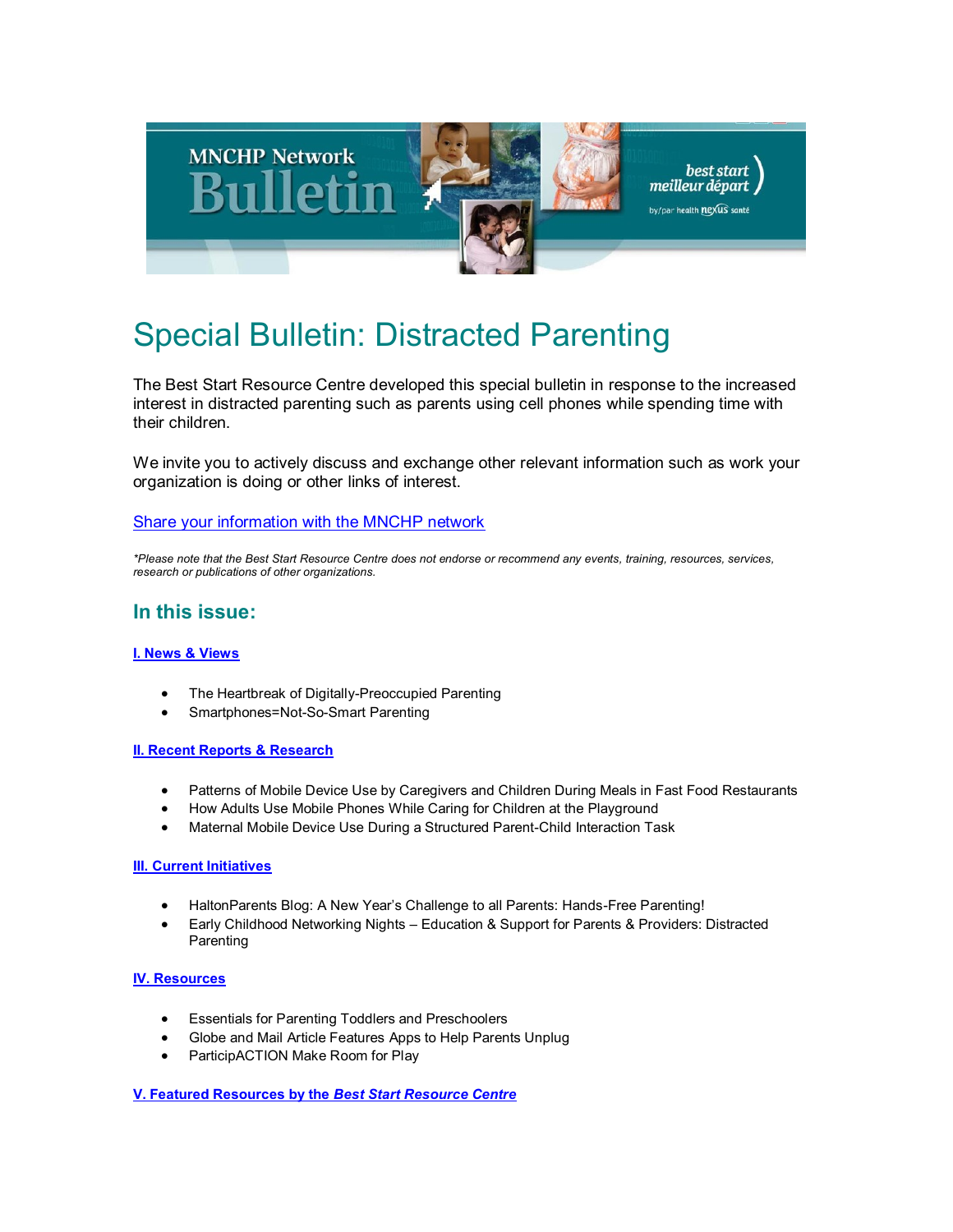MNCHP Network Bulletin

best start meilleur départ by/par health nexus santé

# Special Bulletin: Distracted Parenting

The Best Start Resource Centre developed this special bulletin in response to the increased interest in distracted parenting such as parents using cell phones while spending time with their children.

We invite you to actively discuss and exchange other relevant information such as work your organization is doing or other links of interest.

[Share your information with the MNCHP network]

*Please note that the Best Start Resource Centre does not endorse or recommend any events, training, resources, services, research or publications of other organizations.*

## In this issue:

**I. News & Views**

- The Heartbreak of Digitally-Preoccupied Parenting
- Smartphones=Not-So-Smart Parenting

**II. Recent Reports & Research**

- Patterns of Mobile Device Use by Caregivers and Children During Meals in Fast Food Restaurants
- How Adults Use Mobile Phones While Caring for Children at the Playground
- Maternal Mobile Device Use During a Structured Parent-Child Interaction Task

**III. Current Initiatives**

- HaltonParents Blog: A New Year's Challenge to all Parents: Hands-Free Parenting!
- Early Childhood Networking Nights – Education & Support for Parents & Providers: Distracted Parenting

**IV. Resources**

- Essentials for Parenting Toddlers and Preschoolers
- Globe and Mail Article Features Apps to Help Parents Unplug
- ParticipACTION Make Room for Play

**V. Featured Resources by the *Best Start Resource Centre***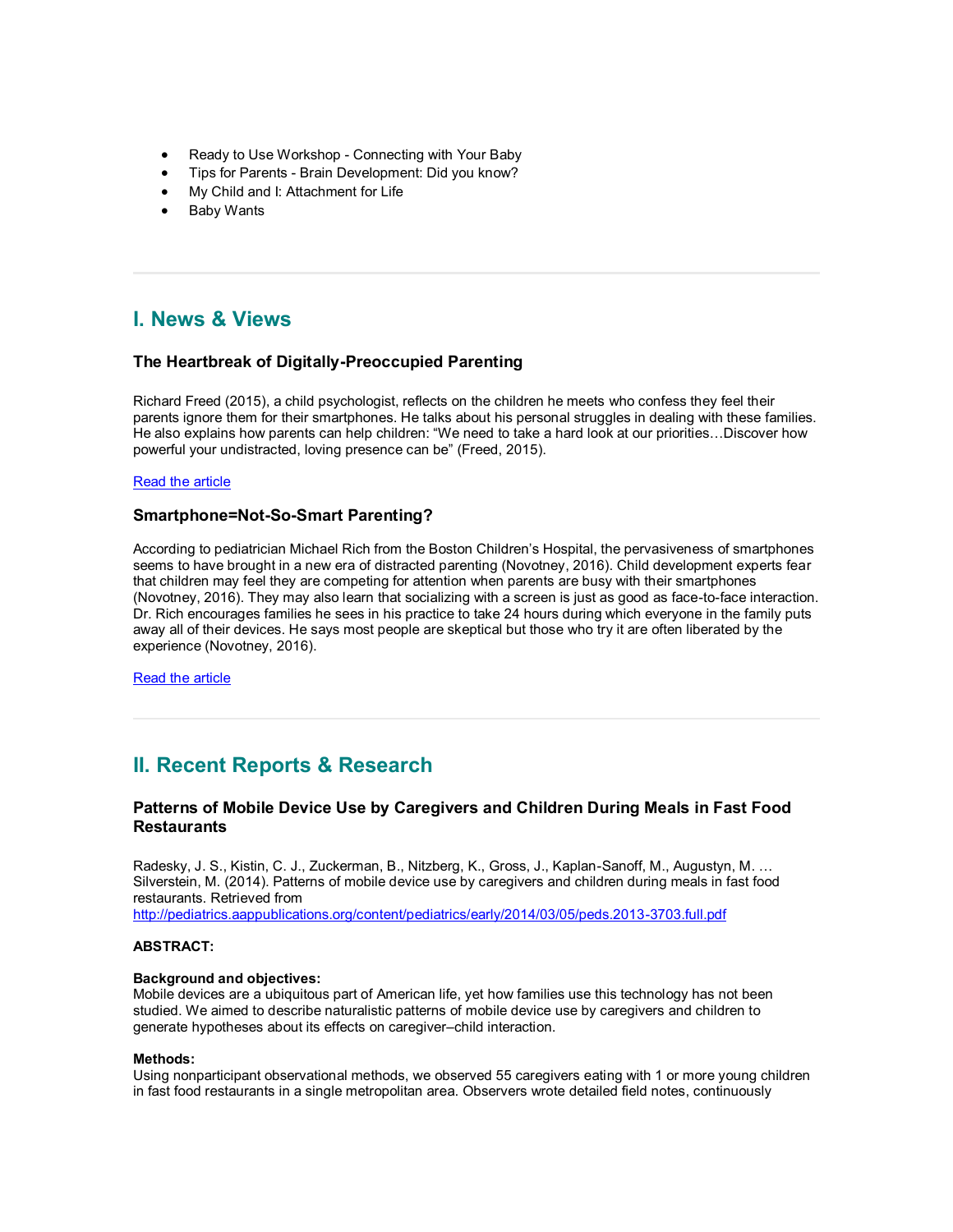- Ready to Use Workshop - Connecting with Your Baby
- Tips for Parents - Brain Development: Did you know?
- My Child and I: Attachment for Life
- Baby Wants

---

## I. News & Views

### The Heartbreak of Digitally-Preoccupied Parenting

Richard Freed (2015), a child psychologist, reflects on the children he meets who confess they feel their parents ignore them for their smartphones. He talks about his personal struggles in dealing with these families. He also explains how parents can help children: "We need to take a hard look at our priorities…Discover how powerful your undistracted, loving presence can be" (Freed, 2015).

Read the article

### Smartphone=Not-So-Smart Parenting?

According to pediatrician Michael Rich from the Boston Children's Hospital, the pervasiveness of smartphones seems to have brought in a new era of distracted parenting (Novotney, 2016). Child development experts fear that children may feel they are competing for attention when parents are busy with their smartphones (Novotney, 2016). They may also learn that socializing with a screen is just as good as face-to-face interaction. Dr. Rich encourages families he sees in his practice to take 24 hours during which everyone in the family puts away all of their devices. He says most people are skeptical but those who try it are often liberated by the experience (Novotney, 2016).

Read the article

---

## II. Recent Reports & Research

### Patterns of Mobile Device Use by Caregivers and Children During Meals in Fast Food Restaurants

Radesky, J. S., Kistin, C. J., Zuckerman, B., Nitzberg, K., Gross, J., Kaplan-Sanoff, M., Augustyn, M. … Silverstein, M. (2014). Patterns of mobile device use by caregivers and children during meals in fast food restaurants. Retrieved from http://pediatrics.aappublications.org/content/pediatrics/early/2014/03/05/peds.2013-3703.full.pdf

**ABSTRACT:**

**Background and objectives:**
Mobile devices are a ubiquitous part of American life, yet how families use this technology has not been studied. We aimed to describe naturalistic patterns of mobile device use by caregivers and children to generate hypotheses about its effects on caregiver–child interaction.

**Methods:**
Using nonparticipant observational methods, we observed 55 caregivers eating with 1 or more young children in fast food restaurants in a single metropolitan area. Observers wrote detailed field notes, continuously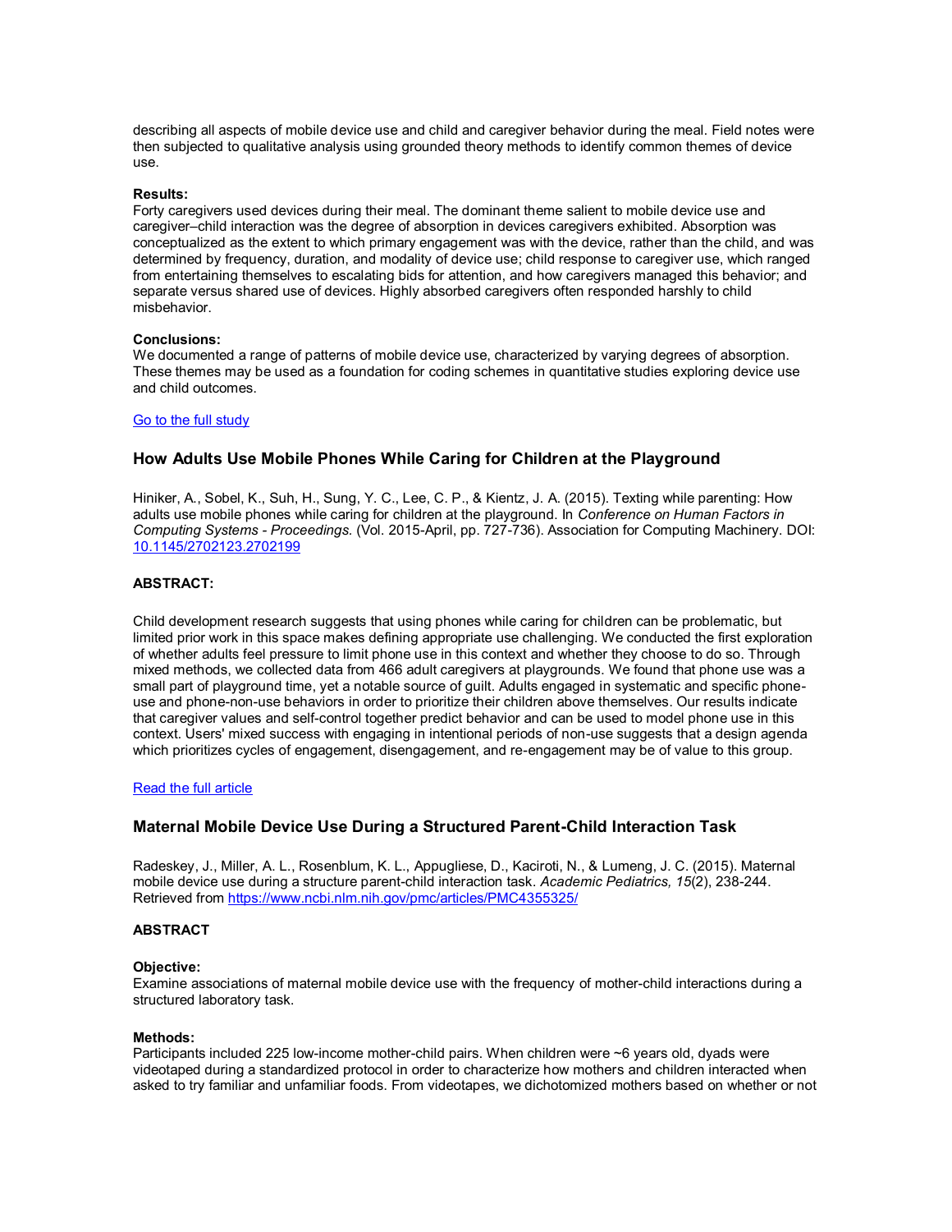describing all aspects of mobile device use and child and caregiver behavior during the meal. Field notes were then subjected to qualitative analysis using grounded theory methods to identify common themes of device use.

**Results:**
Forty caregivers used devices during their meal. The dominant theme salient to mobile device use and caregiver–child interaction was the degree of absorption in devices caregivers exhibited. Absorption was conceptualized as the extent to which primary engagement was with the device, rather than the child, and was determined by frequency, duration, and modality of device use; child response to caregiver use, which ranged from entertaining themselves to escalating bids for attention, and how caregivers managed this behavior; and separate versus shared use of devices. Highly absorbed caregivers often responded harshly to child misbehavior.

**Conclusions:**
We documented a range of patterns of mobile device use, characterized by varying degrees of absorption. These themes may be used as a foundation for coding schemes in quantitative studies exploring device use and child outcomes.

[Go to the full study]

### How Adults Use Mobile Phones While Caring for Children at the Playground

Hiniker, A., Sobel, K., Suh, H., Sung, Y. C., Lee, C. P., & Kientz, J. A. (2015). Texting while parenting: How adults use mobile phones while caring for children at the playground. In *Conference on Human Factors in Computing Systems - Proceedings.* (Vol. 2015-April, pp. 727-736). Association for Computing Machinery. DOI: [10.1145/2702123.2702199]

**ABSTRACT:**

Child development research suggests that using phones while caring for children can be problematic, but limited prior work in this space makes defining appropriate use challenging. We conducted the first exploration of whether adults feel pressure to limit phone use in this context and whether they choose to do so. Through mixed methods, we collected data from 466 adult caregivers at playgrounds. We found that phone use was a small part of playground time, yet a notable source of guilt. Adults engaged in systematic and specific phone-use and phone-non-use behaviors in order to prioritize their children above themselves. Our results indicate that caregiver values and self-control together predict behavior and can be used to model phone use in this context. Users' mixed success with engaging in intentional periods of non-use suggests that a design agenda which prioritizes cycles of engagement, disengagement, and re-engagement may be of value to this group.

[Read the full article]

### Maternal Mobile Device Use During a Structured Parent-Child Interaction Task

Radeskey, J., Miller, A. L., Rosenblum, K. L., Appugliese, D., Kaciroti, N., & Lumeng, J. C. (2015). Maternal mobile device use during a structure parent-child interaction task. *Academic Pediatrics, 15*(2), 238-244. Retrieved from https://www.ncbi.nlm.nih.gov/pmc/articles/PMC4355325/

**ABSTRACT**

**Objective:**
Examine associations of maternal mobile device use with the frequency of mother-child interactions during a structured laboratory task.

**Methods:**
Participants included 225 low-income mother-child pairs. When children were ~6 years old, dyads were videotaped during a standardized protocol in order to characterize how mothers and children interacted when asked to try familiar and unfamiliar foods. From videotapes, we dichotomized mothers based on whether or not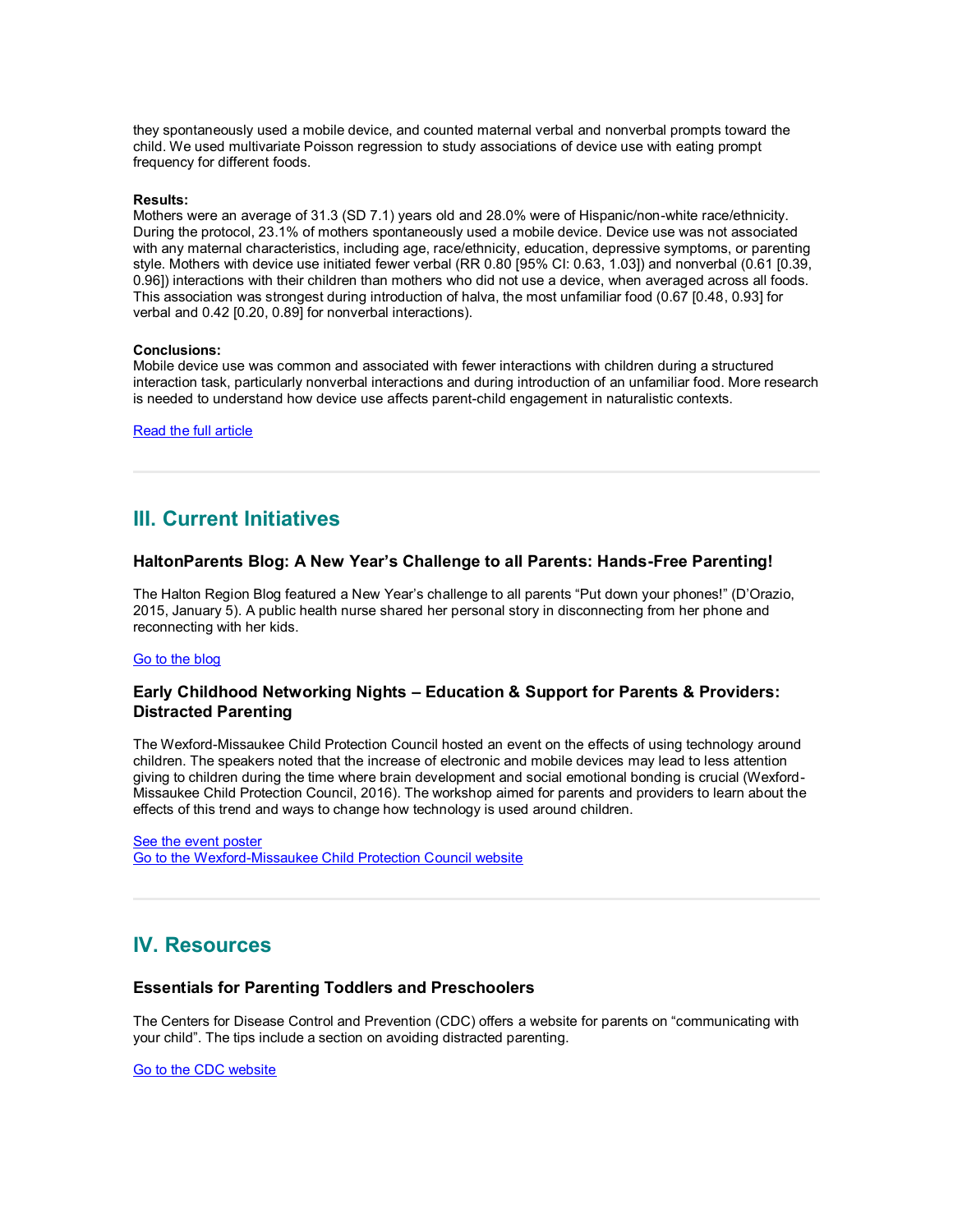they spontaneously used a mobile device, and counted maternal verbal and nonverbal prompts toward the child. We used multivariate Poisson regression to study associations of device use with eating prompt frequency for different foods.

**Results:**
Mothers were an average of 31.3 (SD 7.1) years old and 28.0% were of Hispanic/non-white race/ethnicity. During the protocol, 23.1% of mothers spontaneously used a mobile device. Device use was not associated with any maternal characteristics, including age, race/ethnicity, education, depressive symptoms, or parenting style. Mothers with device use initiated fewer verbal (RR 0.80 [95% CI: 0.63, 1.03]) and nonverbal (0.61 [0.39, 0.96]) interactions with their children than mothers who did not use a device, when averaged across all foods. This association was strongest during introduction of halva, the most unfamiliar food (0.67 [0.48, 0.93] for verbal and 0.42 [0.20, 0.89] for nonverbal interactions).

**Conclusions:**
Mobile device use was common and associated with fewer interactions with children during a structured interaction task, particularly nonverbal interactions and during introduction of an unfamiliar food. More research is needed to understand how device use affects parent-child engagement in naturalistic contexts.

Read the full article

---

## III. Current Initiatives

### HaltonParents Blog: A New Year's Challenge to all Parents: Hands-Free Parenting!

The Halton Region Blog featured a New Year's challenge to all parents "Put down your phones!" (D'Orazio, 2015, January 5). A public health nurse shared her personal story in disconnecting from her phone and reconnecting with her kids.

Go to the blog

### Early Childhood Networking Nights – Education & Support for Parents & Providers: Distracted Parenting

The Wexford-Missaukee Child Protection Council hosted an event on the effects of using technology around children. The speakers noted that the increase of electronic and mobile devices may lead to less attention giving to children during the time where brain development and social emotional bonding is crucial (Wexford-Missaukee Child Protection Council, 2016). The workshop aimed for parents and providers to learn about the effects of this trend and ways to change how technology is used around children.

See the event poster
Go to the Wexford-Missaukee Child Protection Council website

---

## IV. Resources

### Essentials for Parenting Toddlers and Preschoolers

The Centers for Disease Control and Prevention (CDC) offers a website for parents on "communicating with your child". The tips include a section on avoiding distracted parenting.

Go to the CDC website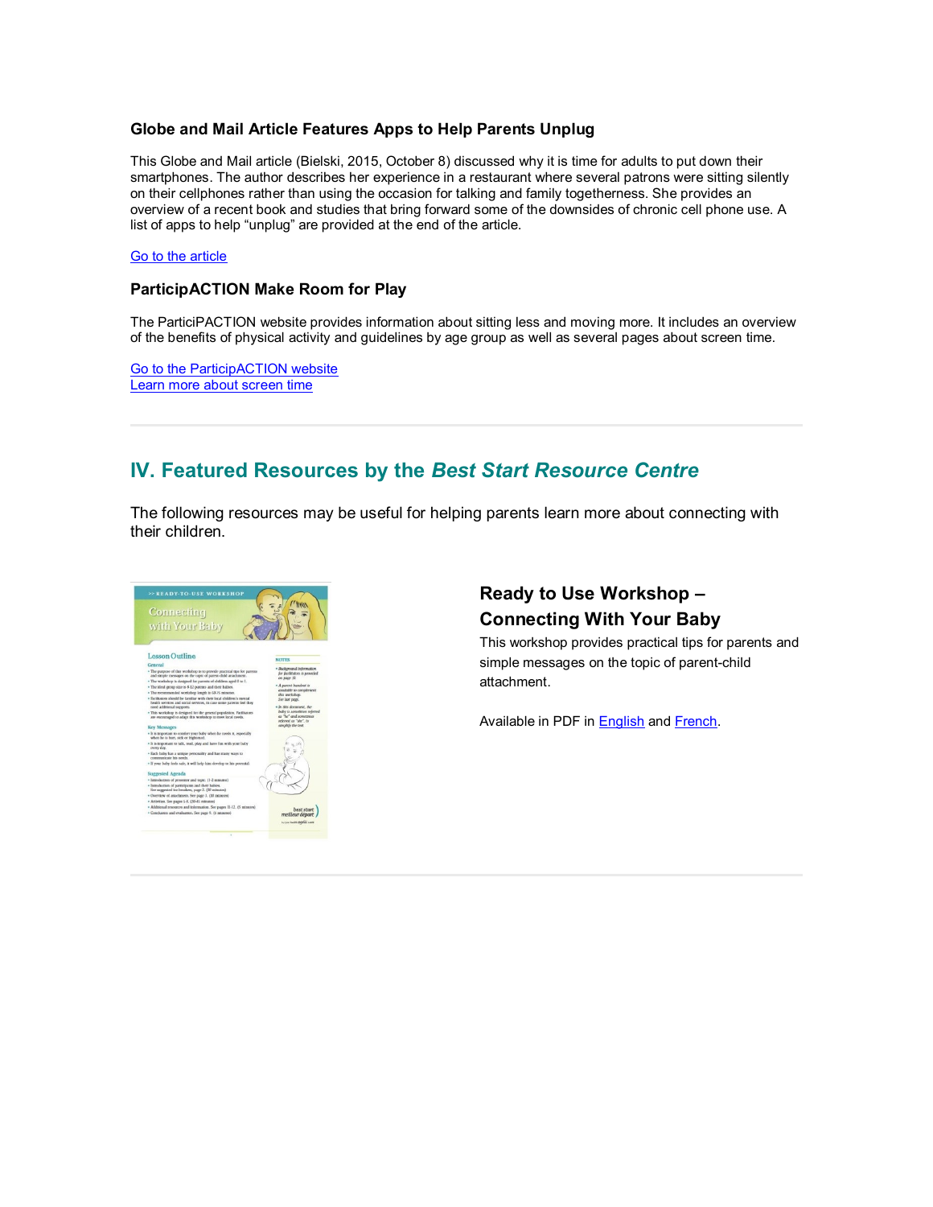### Globe and Mail Article Features Apps to Help Parents Unplug

This Globe and Mail article (Bielski, 2015, October 8) discussed why it is time for adults to put down their smartphones. The author describes her experience in a restaurant where several patrons were sitting silently on their cellphones rather than using the occasion for talking and family togetherness. She provides an overview of a recent book and studies that bring forward some of the downsides of chronic cell phone use. A list of apps to help "unplug" are provided at the end of the article.

Go to the article

### ParticipACTION Make Room for Play

The ParticiPACTION website provides information about sitting less and moving more. It includes an overview of the benefits of physical activity and guidelines by age group as well as several pages about screen time.

Go to the ParticipACTION website
Learn more about screen time

---

## IV. Featured Resources by the *Best Start Resource Centre*

The following resources may be useful for helping parents learn more about connecting with their children.

### Ready to Use Workshop – Connecting With Your Baby

This workshop provides practical tips for parents and simple messages on the topic of parent-child attachment.

Available in PDF in English and French.

---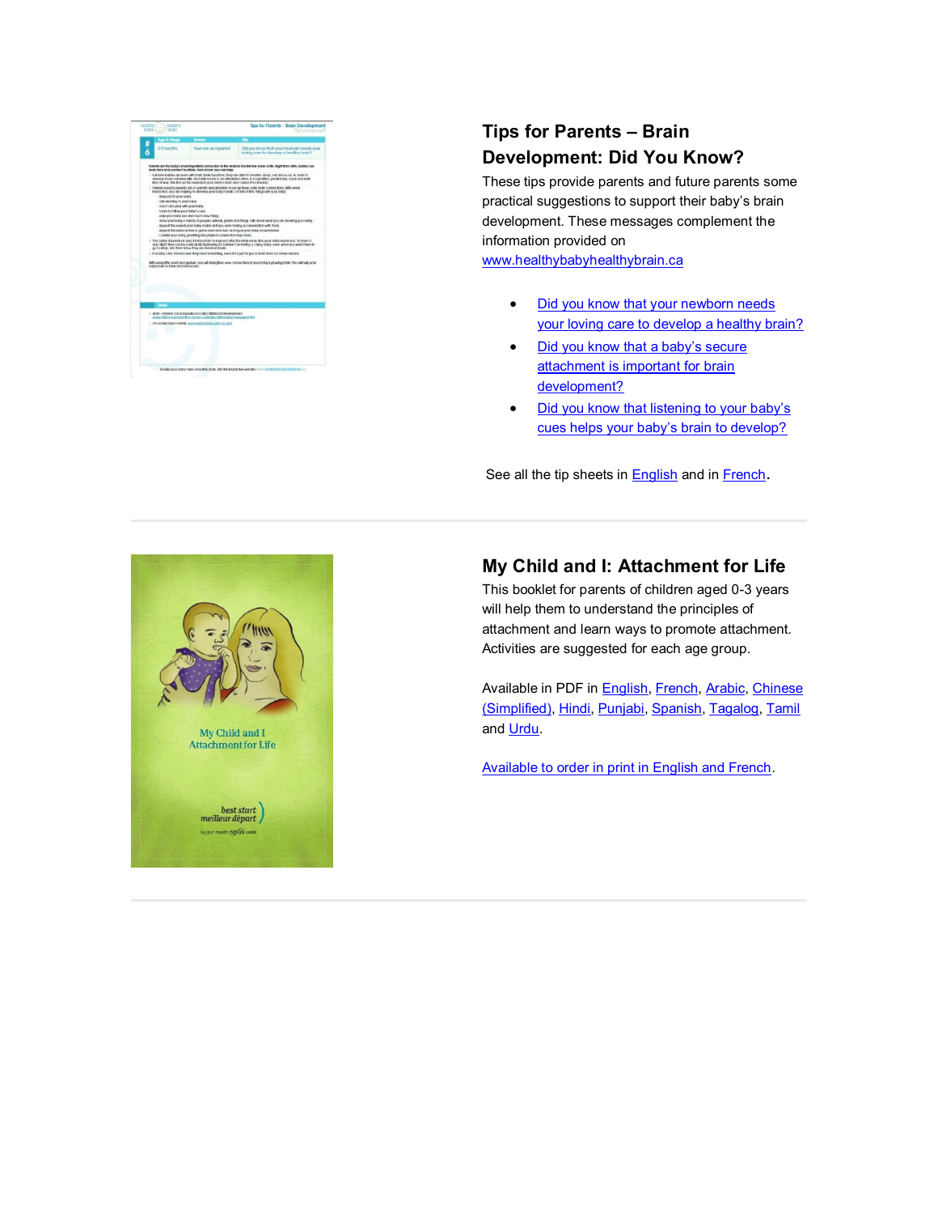## Tips for Parents – Brain Development: Did You Know?

These tips provide parents and future parents some practical suggestions to support their baby's brain development. These messages complement the information provided on www.healthybabyhealthybrain.ca

- Did you know that your newborn needs your loving care to develop a healthy brain?
- Did you know that a baby's secure attachment is important for brain development?
- Did you know that listening to your baby's cues helps your baby's brain to develop?

See all the tip sheets in English and in French.

---

## My Child and I: Attachment for Life

This booklet for parents of children aged 0-3 years will help them to understand the principles of attachment and learn ways to promote attachment. Activities are suggested for each age group.

Available in PDF in English, French, Arabic, Chinese (Simplified), Hindi, Punjabi, Spanish, Tagalog, Tamil and Urdu.

Available to order in print in English and French.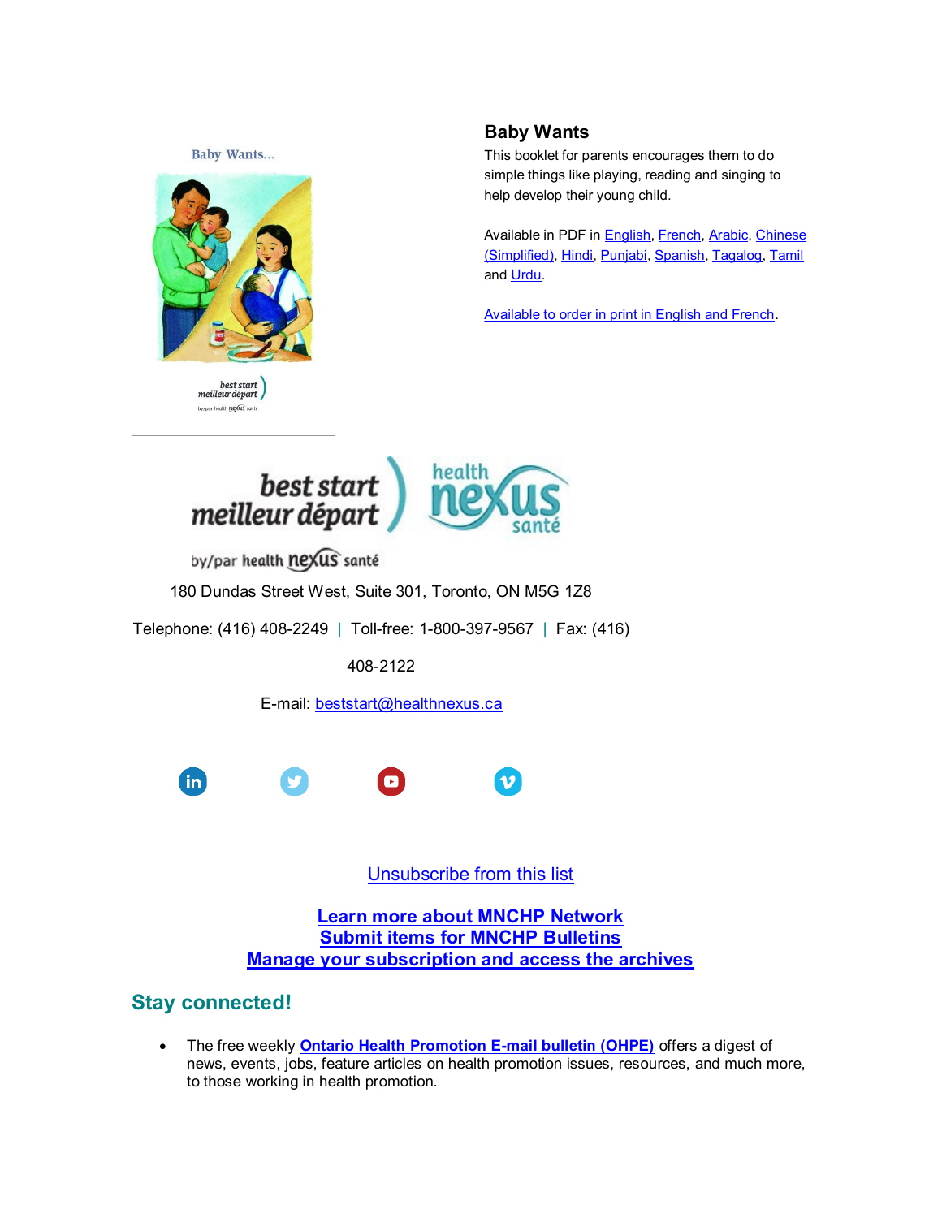## Baby Wants

This booklet for parents encourages them to do simple things like playing, reading and singing to help develop their young child.

Available in PDF in English, French, Arabic, Chinese (Simplified), Hindi, Punjabi, Spanish, Tagalog, Tamil and Urdu.

Available to order in print in English and French.

---

180 Dundas Street West, Suite 301, Toronto, ON M5G 1Z8

Telephone: (416) 408-2249 | Toll-free: 1-800-397-9567 | Fax: (416) 408-2122

E-mail: beststart@healthnexus.ca

Unsubscribe from this list

**Learn more about MNCHP Network**
**Submit items for MNCHP Bulletins**
**Manage your subscription and access the archives**

## Stay connected!

- The free weekly **Ontario Health Promotion E-mail bulletin (OHPE)** offers a digest of news, events, jobs, feature articles on health promotion issues, resources, and much more, to those working in health promotion.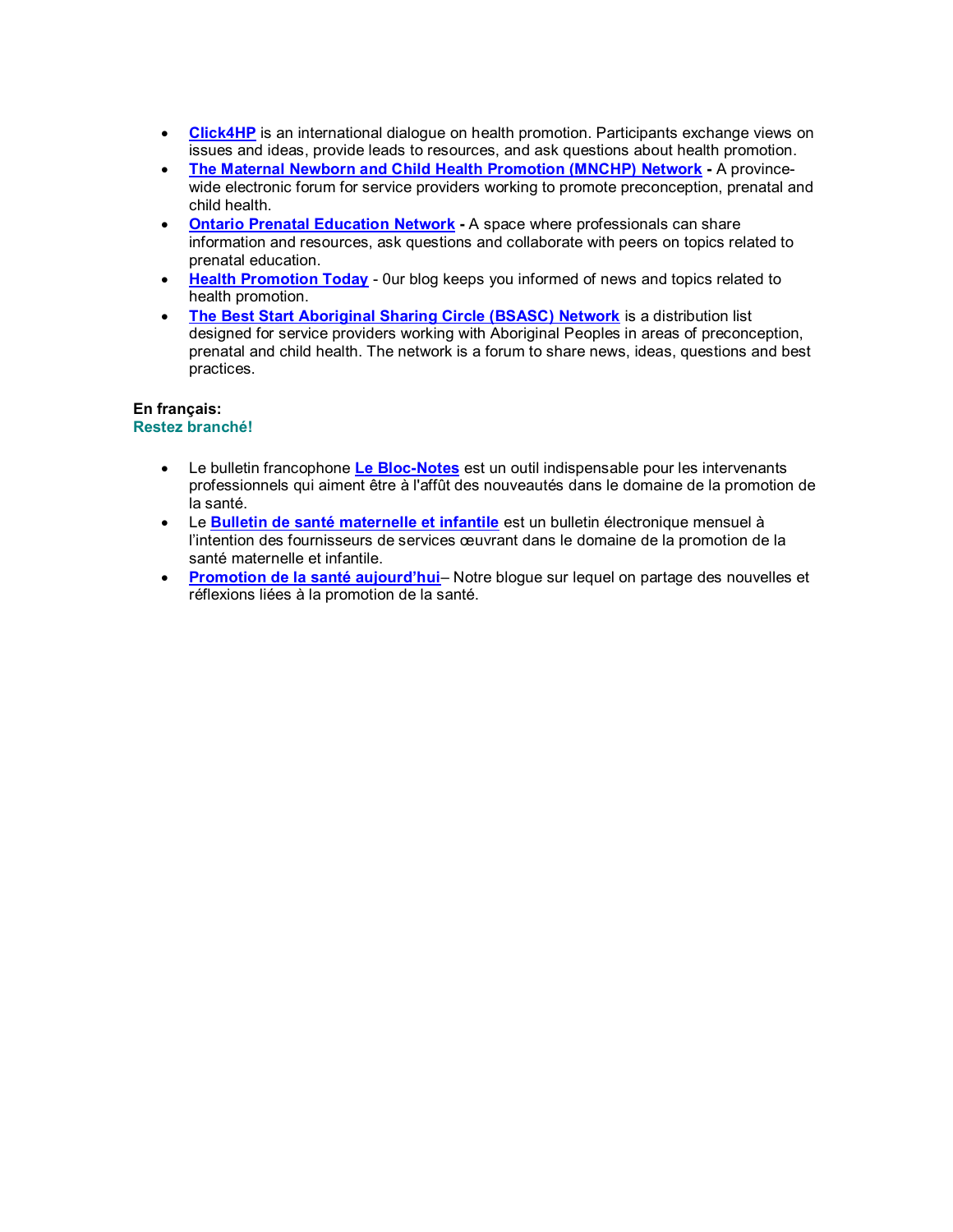- **Click4HP** is an international dialogue on health promotion. Participants exchange views on issues and ideas, provide leads to resources, and ask questions about health promotion.
- **The Maternal Newborn and Child Health Promotion (MNCHP) Network** **-** A province-wide electronic forum for service providers working to promote preconception, prenatal and child health.
- **Ontario Prenatal Education Network** **-** A space where professionals can share information and resources, ask questions and collaborate with peers on topics related to prenatal education.
- **Health Promotion Today** - 0ur blog keeps you informed of news and topics related to health promotion.
- **The Best Start Aboriginal Sharing Circle (BSASC) Network** is a distribution list designed for service providers working with Aboriginal Peoples in areas of preconception, prenatal and child health. The network is a forum to share news, ideas, questions and best practices.

**En français:**

**Restez branché!**

- Le bulletin francophone **Le Bloc-Notes** est un outil indispensable pour les intervenants professionnels qui aiment être à l'affût des nouveautés dans le domaine de la promotion de la santé.
- Le **Bulletin de santé maternelle et infantile** est un bulletin électronique mensuel à l'intention des fournisseurs de services œuvrant dans le domaine de la promotion de la santé maternelle et infantile.
- **Promotion de la santé aujourd'hui**– Notre blogue sur lequel on partage des nouvelles et réflexions liées à la promotion de la santé.